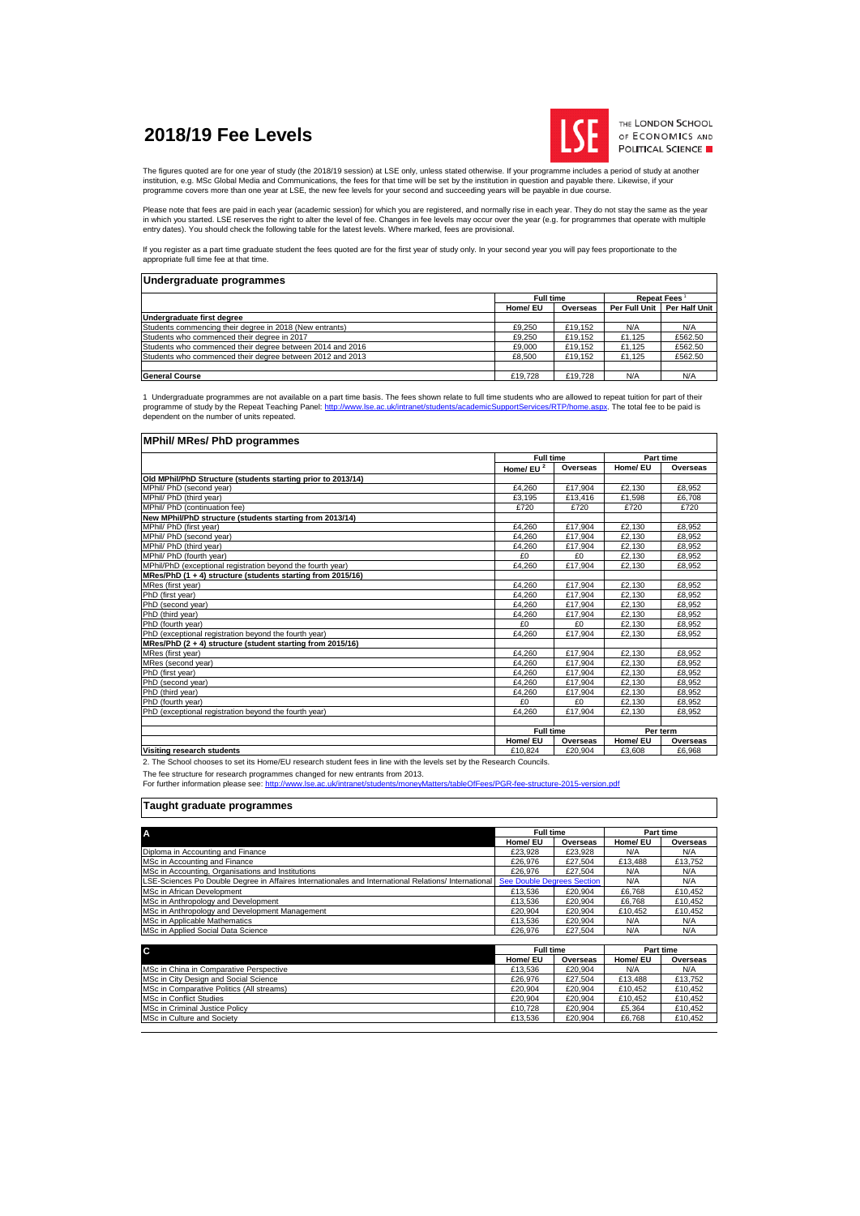# 2018/19 Fee Levels

THE LONDON SCHOOL OF ECONOMICS AND POLITICAL SCIENCE

The figures quoted are for one year of study (the 2018/19 session) at LSE only, unless stated otherwise. If your programme includes a period of study at another institution, e.g. MSc Global Media and Communications, the fees for that time will be set by the institution in question and payable there. Likewise, if your programme covers more than one year at LSE, the new fee levels for your second and succeeding years will be payable in due course.

Please note that fees are paid in each year (academic session) for which you are registered, and normally rise in each year. They do not stay the same as the year in which you started. LSE reserves the right to alter the level of fee. Changes in fee levels may occur over the year (e.g. for programmes that operate with multiple entry dates). You should check the following table for the latest levels. Where marked, fees are provisional.

If you register as a part time graduate student the fees quoted are for the first year of study only. In your second year you will pay fees proportionate to the appropriate full time fee at that time.

## Undergraduate programmes

| | Full time | | Repeat Fees [1] | |
|---|---|---|---|---|
| | Home/ EU | Overseas | Per Full Unit | Per Half Unit |
| **Undergraduate first degree** | | | | |
| Students commencing their degree in 2018 (New entrants) | £9,250 | £19,152 | N/A | N/A |
| Students who commenced their degree in 2017 | £9,250 | £19,152 | £1,125 | £562.50 |
| Students who commenced their degree between 2014 and 2016 | £9,000 | £19,152 | £1,125 | £562.50 |
| Students who commenced their degree between 2012 and 2013 | £8,500 | £19,152 | £1,125 | £562.50 |
| | | | | |
| **General Course** | £19,728 | £19,728 | N/A | N/A |

1 Undergraduate programmes are not available on a part time basis. The fees shown relate to full time students who are allowed to repeat tuition for part of their programme of study by the Repeat Teaching Panel: http://www.lse.ac.uk/intranet/students/academicSupportServices/RTP/home.aspx. The total fee to be paid is dependent on the number of units repeated.

## MPhil/ MRes/ PhD programmes

| | Full time | | Part time | |
|---|---|---|---|---|
| | Home/ EU [2] | Overseas | Home/ EU | Overseas |
| **Old MPhil/PhD Structure (students starting prior to 2013/14)** | | | | |
| MPhil/ PhD (second year) | £4,260 | £17,904 | £2,130 | £8,952 |
| MPhil/ PhD (third year) | £3,195 | £13,416 | £1,598 | £6,708 |
| MPhil/ PhD (continuation fee) | £720 | £720 | £720 | £720 |
| **New MPhil/PhD structure (students starting from 2013/14)** | | | | |
| MPhil/ PhD (first year) | £4,260 | £17,904 | £2,130 | £8,952 |
| MPhil/ PhD (second year) | £4,260 | £17,904 | £2,130 | £8,952 |
| MPhil/ PhD (third year) | £4,260 | £17,904 | £2,130 | £8,952 |
| MPhil/ PhD (fourth year) | £0 | £0 | £2,130 | £8,952 |
| MPhil/PhD (exceptional registration beyond the fourth year) | £4,260 | £17,904 | £2,130 | £8,952 |
| **MRes/PhD (1 + 4) structure (students starting from 2015/16)** | | | | |
| MRes (first year) | £4,260 | £17,904 | £2,130 | £8,952 |
| PhD (first year) | £4,260 | £17,904 | £2,130 | £8,952 |
| PhD (second year) | £4,260 | £17,904 | £2,130 | £8,952 |
| PhD (third year) | £4,260 | £17,904 | £2,130 | £8,952 |
| PhD (fourth year) | £0 | £0 | £2,130 | £8,952 |
| PhD (exceptional registration beyond the fourth year) | £4,260 | £17,904 | £2,130 | £8,952 |
| **MRes/PhD (2 + 4) structure (student starting from 2015/16)** | | | | |
| MRes (first year) | £4,260 | £17,904 | £2,130 | £8,952 |
| MRes (second year) | £4,260 | £17,904 | £2,130 | £8,952 |
| PhD (first year) | £4,260 | £17,904 | £2,130 | £8,952 |
| PhD (second year) | £4,260 | £17,904 | £2,130 | £8,952 |
| PhD (third year) | £4,260 | £17,904 | £2,130 | £8,952 |
| PhD (fourth year) | £0 | £0 | £2,130 | £8,952 |
| PhD (exceptional registration beyond the fourth year) | £4,260 | £17,904 | £2,130 | £8,952 |
| | | | | |
| | **Full time** | | **Per term** | |
| | **Home/ EU** | **Overseas** | **Home/ EU** | **Overseas** |
| **Visiting research students** | £10,824 | £20,904 | £3,608 | £6,968 |

2. The School chooses to set its Home/EU research student fees in line with the levels set by the Research Councils.

The fee structure for research programmes changed for new entrants from 2013.
For further information please see: http://www.lse.ac.uk/intranet/students/moneyMatters/tableOfFees/PGR-fee-structure-2015-version.pdf

## Taught graduate programmes

| A | Full time | | Part time | |
|---|---|---|---|---|
| | Home/ EU | Overseas | Home/ EU | Overseas |
| Diploma in Accounting and Finance | £23,928 | £23,928 | N/A | N/A |
| MSc in Accounting and Finance | £26,976 | £27,504 | £13,488 | £13,752 |
| MSc in Accounting, Organisations and Institutions | £26,976 | £27,504 | N/A | N/A |
| LSE-Sciences Po Double Degree in Affaires Internationales and International Relations/ International | See Double Degrees Section | | N/A | N/A |
| MSc in African Development | £13,536 | £20,904 | £6,768 | £10,452 |
| MSc in Anthropology and Development | £13,536 | £20,904 | £6,768 | £10,452 |
| MSc in Anthropology and Development Management | £20,904 | £20,904 | £10,452 | £10,452 |
| MSc in Applicable Mathematics | £13,536 | £20,904 | N/A | N/A |
| MSc in Applied Social Data Science | £26,976 | £27,504 | N/A | N/A |

| C | Full time | | Part time | |
|---|---|---|---|---|
| | Home/ EU | Overseas | Home/ EU | Overseas |
| MSc in China in Comparative Perspective | £13,536 | £20,904 | N/A | N/A |
| MSc in City Design and Social Science | £26,976 | £27,504 | £13,488 | £13,752 |
| MSc in Comparative Politics (All streams) | £20,904 | £20,904 | £10,452 | £10,452 |
| MSc in Conflict Studies | £20,904 | £20,904 | £10,452 | £10,452 |
| MSc in Criminal Justice Policy | £10,728 | £20,904 | £5,364 | £10,452 |
| MSc in Culture and Society | £13,536 | £20,904 | £6,768 | £10,452 |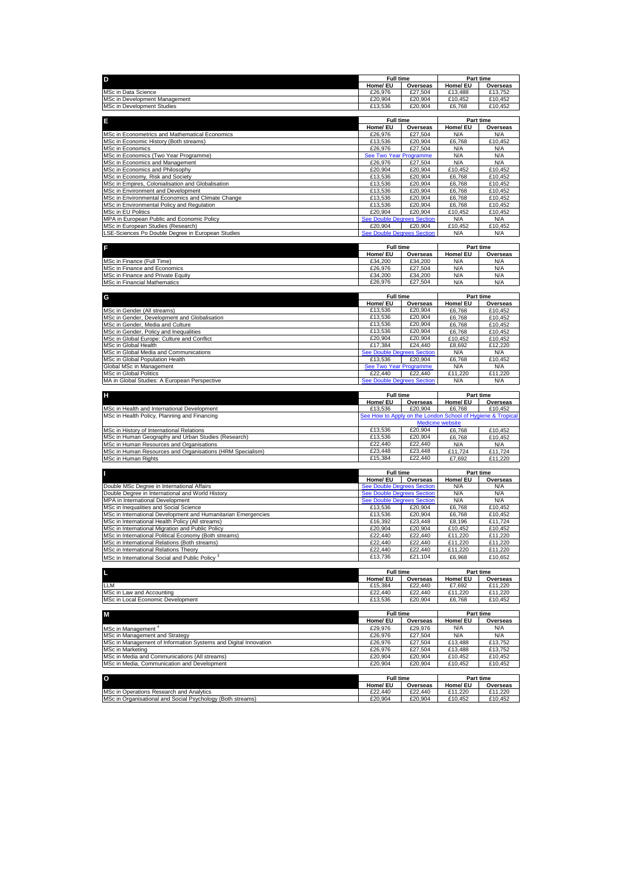| D | Full time | | Part time | |
|---|---|---|---|---|
| | Home/ EU | Overseas | Home/ EU | Overseas |
| MSc in Data Science | £26,976 | £27,504 | £13,488 | £13,752 |
| MSc in Development Management | £20,904 | £20,904 | £10,452 | £10,452 |
| MSc in Development Studies | £13,536 | £20,904 | £6,768 | £10,452 |

| E | Full time | | Part time | |
|---|---|---|---|---|
| | Home/ EU | Overseas | Home/ EU | Overseas |
| MSc in Econometrics and Mathematical Economics | £26,976 | £27,504 | N/A | N/A |
| MSc in Economic History (Both streams) | £13,536 | £20,904 | £6,768 | £10,452 |
| MSc in Economics | £26,976 | £27,504 | N/A | N/A |
| MSc in Economics (Two Year Programme) | See Two Year Programme | | N/A | N/A |
| MSc in Economics and Management | £26,976 | £27,504 | N/A | N/A |
| MSc in Economics and Philosophy | £20,904 | £20,904 | £10,452 | £10,452 |
| MSc in Economy, Risk and Society | £13,536 | £20,904 | £6,768 | £10,452 |
| MSc in Empires, Colonialisation and Globalisation | £13,536 | £20,904 | £6,768 | £10,452 |
| MSc in Environment and Development | £13,536 | £20,904 | £6,768 | £10,452 |
| MSc in Environmental Economics and Climate Change | £13,536 | £20,904 | £6,768 | £10,452 |
| MSc in Environmental Policy and Regulation | £13,536 | £20,904 | £6,768 | £10,452 |
| MSc in EU Politics | £20,904 | £20,904 | £10,452 | £10,452 |
| MPA in European Public and Economic Policy | See Double Degrees Section | | N/A | N/A |
| MSc in European Studies (Research) | £20,904 | £20,904 | £10,452 | £10,452 |
| LSE-Sciences Po Double Degree in European Studies | See Double Degrees Section | | N/A | N/A |

| F | Full time | | Part time | |
|---|---|---|---|---|
| | Home/ EU | Overseas | Home/ EU | Overseas |
| MSc in Finance (Full Time) | £34,200 | £34,200 | N/A | N/A |
| MSc in Finance and Economics | £26,976 | £27,504 | N/A | N/A |
| MSc in Finance and Private Equity | £34,200 | £34,200 | N/A | N/A |
| MSc in Financial Mathematics | £26,976 | £27,504 | N/A | N/A |

| G | Full time | | Part time | |
|---|---|---|---|---|
| | Home/ EU | Overseas | Home/ EU | Overseas |
| MSc in Gender (All streams) | £13,536 | £20,904 | £6,768 | £10,452 |
| MSc in Gender, Development and Globalisation | £13,536 | £20,904 | £6,768 | £10,452 |
| MSc in Gender, Media and Culture | £13,536 | £20,904 | £6,768 | £10,452 |
| MSc in Gender, Policy and Inequalities | £13,536 | £20,904 | £6,768 | £10,452 |
| MSc in Global Europe: Culture and Conflict | £20,904 | £20,904 | £10,452 | £10,452 |
| MSc in Global Health | £17,384 | £24,440 | £8,692 | £12,220 |
| MSc in Global Media and Communications | See Double Degrees Section | | N/A | N/A |
| MSc in Global Population Health | £13,536 | £20,904 | £6,768 | £10,452 |
| Global MSc in Management | See Two Year Programme | | N/A | N/A |
| MSc in Global Politics | £22,440 | £22,440 | £11,220 | £11,220 |
| MA in Global Studies: A European Perspective | See Double Degrees Section | | N/A | N/A |

| H | Full time | | Part time | |
|---|---|---|---|---|
| | Home/ EU | Overseas | Home/ EU | Overseas |
| MSc in Health and International Development | £13,536 | £20,904 | £6,768 | £10,452 |
| MSc in Health Policy, Planning and Financing | See How to Apply on the London School of Hygiene & Tropical Medicine website | | | |
| MSc in History of International Relations | £13,536 | £20,904 | £6,768 | £10,452 |
| MSc in Human Geography and Urban Studies (Research) | £13,536 | £20,904 | £6,768 | £10,452 |
| MSc in Human Resources and Organisations | £22,440 | £22,440 | N/A | N/A |
| MSc in Human Resources and Organisations (HRM Specialism) | £23,448 | £23,448 | £11,724 | £11,724 |
| MSc in Human Rights | £15,384 | £22,440 | £7,692 | £11,220 |

| I | Full time | | Part time | |
|---|---|---|---|---|
| | Home/ EU | Overseas | Home/ EU | Overseas |
| Double MSc Degree in International Affairs | See Double Degrees Section | | N/A | N/A |
| Double Degree in International and World History | See Double Degrees Section | | N/A | N/A |
| MPA in International Development | See Double Degrees Section | | N/A | N/A |
| MSc in Inequalities and Social Science | £13,536 | £20,904 | £6,768 | £10,452 |
| MSc in International Development and Humanitarian Emergencies | £13,536 | £20,904 | £6,768 | £10,452 |
| MSc in International Health Policy (All streams) | £16,392 | £23,448 | £8,196 | £11,724 |
| MSc in International Migration and Public Policy | £20,904 | £20,904 | £10,452 | £10,452 |
| MSc in International Political Economy (Both streams) | £22,440 | £22,440 | £11,220 | £11,220 |
| MSc in International Relations (Both streams) | £22,440 | £22,440 | £11,220 | £11,220 |
| MSc in International Relations Theory | £22,440 | £22,440 | £11,220 | £11,220 |
| MSc in International Social and Public Policy [3] | £13,736 | £21,104 | £6,968 | £10,652 |

| L | Full time | | Part time | |
|---|---|---|---|---|
| | Home/ EU | Overseas | Home/ EU | Overseas |
| LLM | £15,384 | £22,440 | £7,692 | £11,220 |
| MSc in Law and Accounting | £22,440 | £22,440 | £11,220 | £11,220 |
| MSc in Local Economic Development | £13,536 | £20,904 | £6,768 | £10,452 |

| M | Full time | | Part time | |
|---|---|---|---|---|
| | Home/ EU | Overseas | Home/ EU | Overseas |
| MSc in Management [4] | £29,976 | £29,976 | N/A | N/A |
| MSc in Management and Strategy | £26,976 | £27,504 | N/A | N/A |
| MSc in Management of Information Systems and Digital Innovation | £26,976 | £27,504 | £13,488 | £13,752 |
| MSc in Marketing | £26,976 | £27,504 | £13,488 | £13,752 |
| MSc in Media and Communications (All streams) | £20,904 | £20,904 | £10,452 | £10,452 |
| MSc in Media, Communication and Development | £20,904 | £20,904 | £10,452 | £10,452 |

| O | Full time | | Part time | |
|---|---|---|---|---|
| | Home/ EU | Overseas | Home/ EU | Overseas |
| MSc in Operations Research and Analytics | £22,440 | £22,440 | £11,220 | £11,220 |
| MSc in Organisational and Social Psychology (Both streams) | £20,904 | £20,904 | £10,452 | £10,452 |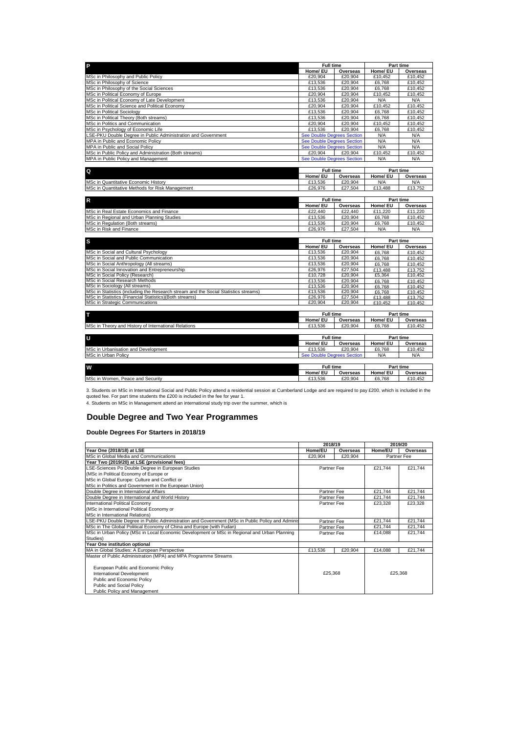| P | Full time | | Part time | |
|---|---|---|---|---|
| | Home/ EU | Overseas | Home/ EU | Overseas |
| MSc in Philosophy and Public Policy | £20,904 | £20,904 | £10,452 | £10,452 |
| MSc in Philosophy of Science | £13,536 | £20,904 | £6,768 | £10,452 |
| MSc in Philosophy of the Social Sciences | £13,536 | £20,904 | £6,768 | £10,452 |
| MSc in Political Economy of Europe | £20,904 | £20,904 | £10,452 | £10,452 |
| MSc in Political Economy of Late Development | £13,536 | £20,904 | N/A | N/A |
| MSc in Political Science and Political Economy | £20,904 | £20,904 | £10,452 | £10,452 |
| MSc in Political Sociology | £13,536 | £20,904 | £6,768 | £10,452 |
| MSc in Political Theory (Both streams) | £13,536 | £20,904 | £6,768 | £10,452 |
| MSc in Politics and Communication | £20,904 | £20,904 | £10,452 | £10,452 |
| MSc in Psychology of Economic Life | £13,536 | £20,904 | £6,768 | £10,452 |
| LSE-PKU Double Degree in Public Administration and Government | See Double Degrees Section | | N/A | N/A |
| MPA in Public and Economic Policy | See Double Degrees Section | | N/A | N/A |
| MPA in Public and Social Policy | See Double Degrees Section | | N/A | N/A |
| MSc in Public Policy and Administration (Both streams) | £20,904 | £20,904 | £10,452 | £10,452 |
| MPA in Public Policy and Management | See Double Degrees Section | | N/A | N/A |

| Q | Full time | | Part time | |
|---|---|---|---|---|
| | Home/ EU | Overseas | Home/ EU | Overseas |
| MSc in Quantitative Economic History | £13,536 | £20,904 | N/A | N/A |
| MSc in Quantitative Methods for Risk Management | £26,976 | £27,504 | £13,488 | £13,752 |

| R | Full time | | Part time | |
|---|---|---|---|---|
| | Home/ EU | Overseas | Home/ EU | Overseas |
| MSc in Real Estate Economics and Finance | £22,440 | £22,440 | £11,220 | £11,220 |
| MSc in Regional and Urban Planning Studies | £13,536 | £20,904 | £6,768 | £10,452 |
| MSc in Regulation (Both streams) | £13,536 | £20,904 | £6,768 | £10,452 |
| MSc in Risk and Finance | £26,976 | £27,504 | N/A | N/A |

| S | Full time | | Part time | |
|---|---|---|---|---|
| | Home/ EU | Overseas | Home/ EU | Overseas |
| MSc in Social and Cultural Psychology | £13,536 | £20,904 | £6,768 | £10,452 |
| MSc in Social and Public Communication | £13,536 | £20,904 | £6,768 | £10,452 |
| MSc in Social Anthropology (All streams) | £13,536 | £20,904 | £6,768 | £10,452 |
| MSc in Social Innovation and Entrepreneurship | £26,976 | £27,504 | £13,488 | £13,752 |
| MSc in Social Policy (Research) | £10,728 | £20,904 | £5,364 | £10,452 |
| MSc in Social Research Methods | £13,536 | £20,904 | £6,768 | £10,452 |
| MSc in Sociology (All streams) | £13,536 | £20,904 | £6,768 | £10,452 |
| MSc in Statistics (including the Research stream and the Social Statistics streams) | £13,536 | £20,904 | £6,768 | £10,452 |
| MSc in Statistics (Financial Statistics)(Both streams) | £26,976 | £27,504 | £13,488 | £13,752 |
| MSc in Strategic Communications | £20,904 | £20,904 | £10,452 | £10,452 |

| T | Full time | | Part time | |
|---|---|---|---|---|
| | Home/ EU | Overseas | Home/ EU | Overseas |
| MSc in Theory and History of International Relations | £13,536 | £20,904 | £6,768 | £10,452 |

| U | Full time | | Part time | |
|---|---|---|---|---|
| | Home/ EU | Overseas | Home/ EU | Overseas |
| MSc in Urbanisation and Development | £13,536 | £20,904 | £6,768 | £10,452 |
| MSc in Urban Policy | See Double Degrees Section | | N/A | N/A |

| W | Full time | | Part time | |
|---|---|---|---|---|
| | Home/ EU | Overseas | Home/ EU | Overseas |
| MSc in Women, Peace and Security | £13,536 | £20,904 | £6,768 | £10,452 |

3. Students on MSc in International Social and Public Policy attend a residential session at Cumberland Lodge and are required to pay £200, which is included in the quoted fee. For part time students the £200 is included in the fee for year 1.

4. Students on MSc in Management attend an international study trip over the summer, which is

## Double Degree and Two Year Programmes

### Double Degrees For Starters in 2018/19

| | 2018/19 | | 2019/20 | |
|---|---|---|---|---|
| **Year One (2018/18) at LSE** | **Home/EU** | **Overseas** | **Home/EU** | **Overseas** |
| MSc in Global Media and Communications | £20,904 | £20,904 | Partner Fee | |
| **Year Two (2019/20) at LSE (provisional fees)** | | | | |
| LSE-Sciences Po Double Degree in European Studies (MSc in Political Economy of Europe or MSc in Global Europe: Culture and Conflict or MSc in Politics and Government in the European Union) | Partner Fee | | £21,744 | £21,744 |
| Double Degree in International Affairs | Partner Fee | | £21,744 | £21,744 |
| Double Degree in International and World History | Partner Fee | | £21,744 | £21,744 |
| International Political Economy (MSc in International Political Economy or MSc in International Relations) | Partner Fee | | £23,328 | £23,328 |
| LSE-PKU Double Degree in Public Administration and Government (MSc in Public Policy and Adminis | Partner Fee | | £21,744 | £21,744 |
| MSc in The Global Political Economy of China and Europe (with Fudan) | Partner Fee | | £21,744 | £21,744 |
| MSc in Urban Policy (MSc in Local Economic Development or MSc in Regional and Urban Planning Studies) | Partner Fee | | £14,088 | £21,744 |
| **Year One institution optional** | | | | |
| MA in Global Studies: A European Perspective | £13,536 | £20,904 | £14,088 | £21,744 |
| Master of Public Administration (MPA) and MPA Programme Streams<br><br>European Public and Economic Policy<br>International Development<br>Public and Economic Policy<br>Public and Social Policy<br>Public Policy and Management | £25,368 | | £25,368 | |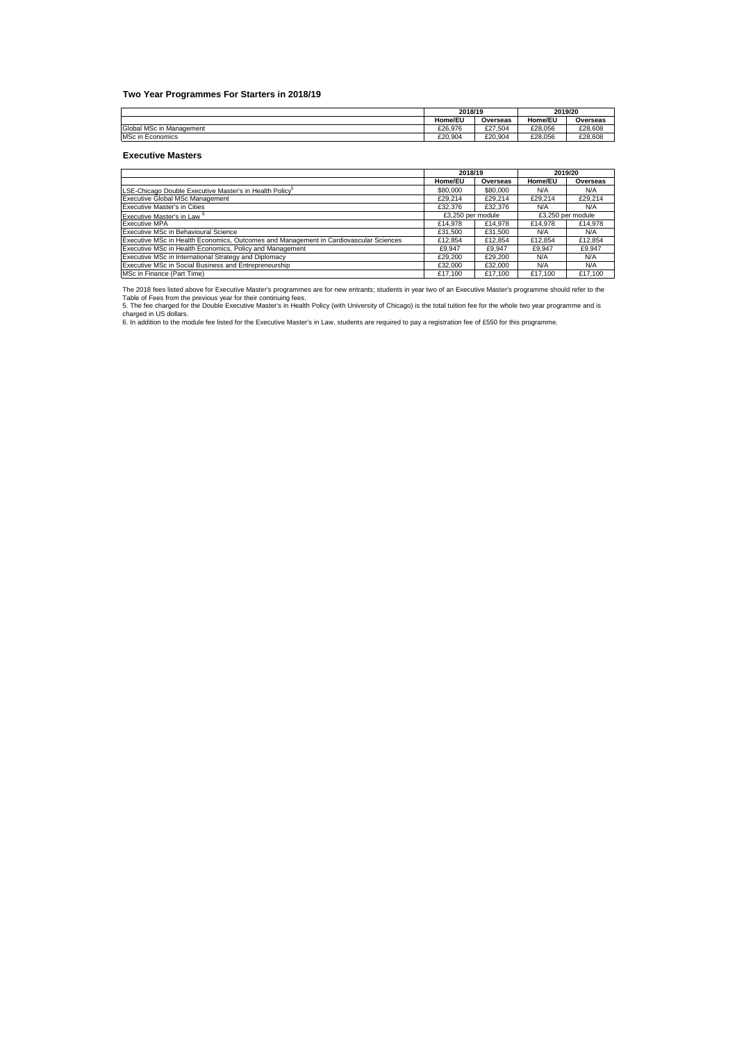## Two Year Programmes For Starters in 2018/19

| | 2018/19 | | 2019/20 | |
|---|---|---|---|---|
| | Home/EU | Overseas | Home/EU | Overseas |
| Global MSc in Management | £26,976 | £27,504 | £28,056 | £28,608 |
| MSc in Economics | £20,904 | £20,904 | £28,056 | £28,608 |

## Executive Masters

| | 2018/19 | | 2019/20 | |
|---|---|---|---|---|
| | Home/EU | Overseas | Home/EU | Overseas |
| LSE-Chicago Double Executive Master's in Health Policy[5] | $80,000 | $80,000 | N/A | N/A |
| Executive Global MSc Management | £29,214 | £29,214 | £29,214 | £29,214 |
| Executive Master's in Cities | £32,376 | £32,376 | N/A | N/A |
| Executive Master's in Law [6] | £3,250 per module | | £3,250 per module | |
| Executive MPA | £14,978 | £14,978 | £14,978 | £14,978 |
| Executive MSc in Behavioural Science | £31,500 | £31,500 | N/A | N/A |
| Executive MSc in Health Economics, Outcomes and Management in Cardiovascular Sciences | £12,854 | £12,854 | £12,854 | £12,854 |
| Executive MSc in Health Economics, Policy and Management | £9,947 | £9,947 | £9,947 | £9,947 |
| Executive MSc in International Strategy and Diplomacy | £29,200 | £29,200 | N/A | N/A |
| Executive MSc in Social Business and Entrepreneurship | £32,000 | £32,000 | N/A | N/A |
| MSc in Finance (Part Time) | £17,100 | £17,100 | £17,100 | £17,100 |

The 2018 fees listed above for Executive Master's programmes are for new entrants; students in year two of an Executive Master's programme should refer to the Table of Fees from the previous year for their continuing fees.

5. The fee charged for the Double Executive Master's in Health Policy (with University of Chicago) is the total tuition fee for the whole two year programme and is charged in US dollars.

6. In addition to the module fee listed for the Executive Master's in Law, students are required to pay a registration fee of £550 for this programme.